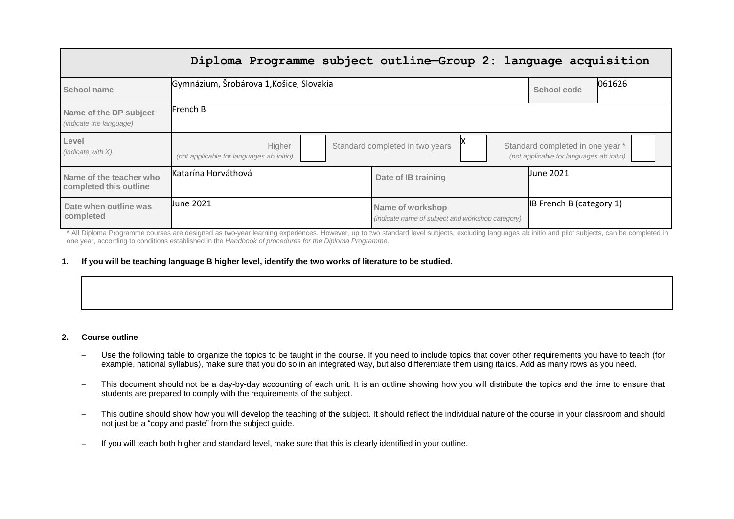# Diploma Programme subject outline—Group 2: language acquisition

| School name | Gymnázium, Šrobárova 1,Košice, Slovakia | | | | School code | 061626 |
|---|---|---|---|---|---|---|
| Name of the DP subject *(indicate the language)* | French B | | | | | |
| Level *(indicate with X)* | Higher *(not applicable for languages ab initio)* | | Standard completed in two years | X | Standard completed in one year * *(not applicable for languages ab initio)* | |
| Name of the teacher who completed this outline | Katarína Horváthová | | Date of IB training | | June 2021 | |
| Date when outline was completed | June 2021 | | Name of workshop *(indicate name of subject and workshop category)* | | IB French B (category 1) | |

\* All Diploma Programme courses are designed as two-year learning experiences. However, up to two standard level subjects, excluding languages ab initio and pilot subjects, can be completed in one year, according to conditions established in the *Handbook of procedures for the Diploma Programme*.

**1. If you will be teaching language B higher level, identify the two works of literature to be studied.**

**2. Course outline**

- Use the following table to organize the topics to be taught in the course. If you need to include topics that cover other requirements you have to teach (for example, national syllabus), make sure that you do so in an integrated way, but also differentiate them using italics. Add as many rows as you need.
- This document should not be a day-by-day accounting of each unit. It is an outline showing how you will distribute the topics and the time to ensure that students are prepared to comply with the requirements of the subject.
- This outline should show how you will develop the teaching of the subject. It should reflect the individual nature of the course in your classroom and should not just be a "copy and paste" from the subject guide.
- If you will teach both higher and standard level, make sure that this is clearly identified in your outline.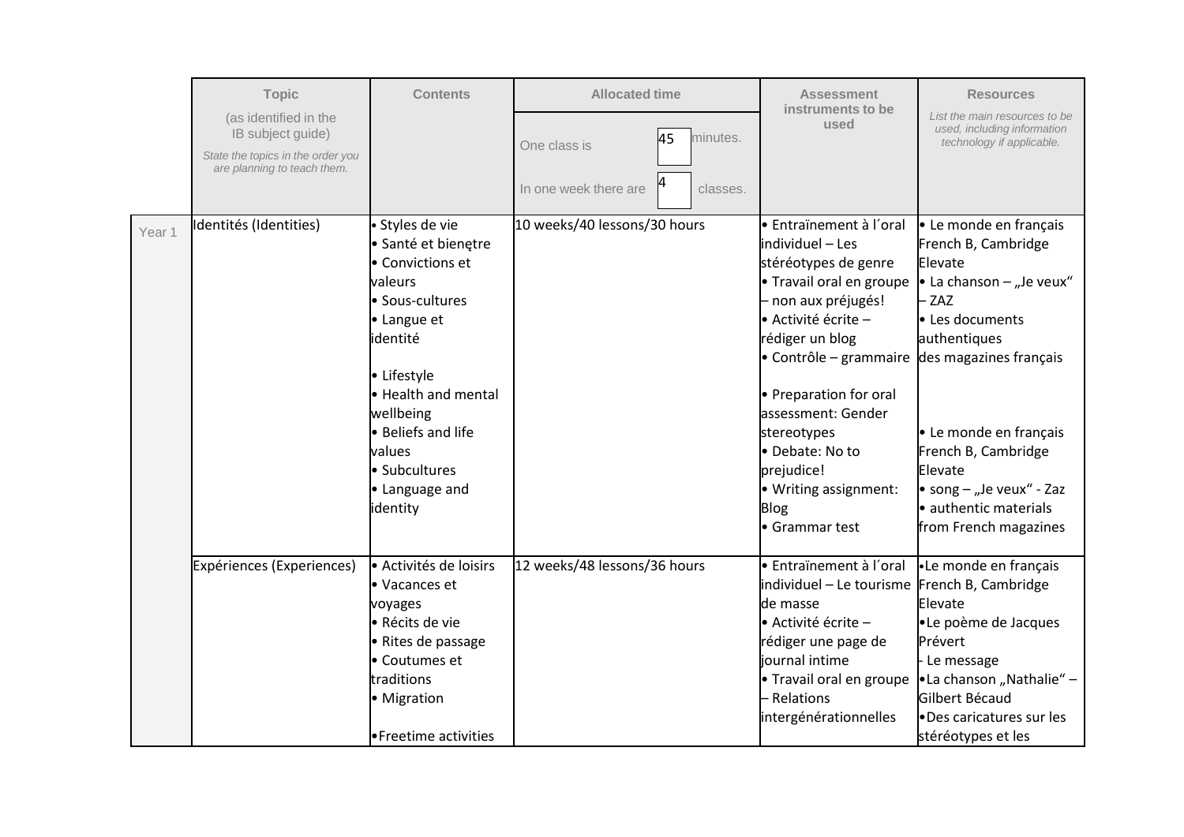| | Topic (as identified in the IB subject guide) *State the topics in the order you are planning to teach them.* | Contents | Allocated time One class is 45 minutes. In one week there are 4 classes. | Assessment instruments to be used | Resources *List the main resources to be used, including information technology if applicable.* |
|---|---|---|---|---|---|
| Year 1 | Identités (Identities) | • Styles de vie<br>• Santé et bienețre<br>• Convictions et valeurs<br>• Sous-cultures<br>• Langue et identité<br><br>• Lifestyle<br>• Health and mental wellbeing<br>• Beliefs and life values<br>• Subcultures<br>• Language and identity | 10 weeks/40 lessons/30 hours | • Entraїnement à l´oral individuel – Les stéréotypes de genre<br>• Travail oral en groupe – non aux préjugés!<br>• Activité écrite – rédiger un blog<br>• Contrôle – grammaire<br><br>• Preparation for oral assessment: Gender stereotypes<br>• Debate: No to prejudice!<br>• Writing assignment: Blog<br>• Grammar test | • Le monde en français French B, Cambridge Elevate<br>• La chanson – „Je veux" – ZAZ<br>• Les documents authentiques des magazines français<br><br>• Le monde en français French B, Cambridge Elevate<br>• song – „Je veux" - Zaz<br>• authentic materials from French magazines |
| | Expériences (Experiences) | • Activités de loisirs<br>• Vacances et voyages<br>• Récits de vie<br>• Rites de passage<br>• Coutumes et traditions<br>• Migration<br><br>•Freetime activities | 12 weeks/48 lessons/36 hours | • Entraїnement à l´oral individuel – Le tourisme de masse<br>• Activité écrite – rédiger une page de journal intime<br>• Travail oral en groupe – Relations intergénérationnelles | •Le monde en français French B, Cambridge Elevate<br>•Le poème de Jacques Prévert - Le message<br>•La chanson „Nathalie" – Gilbert Bécaud<br>•Des caricatures sur les stéréotypes et les |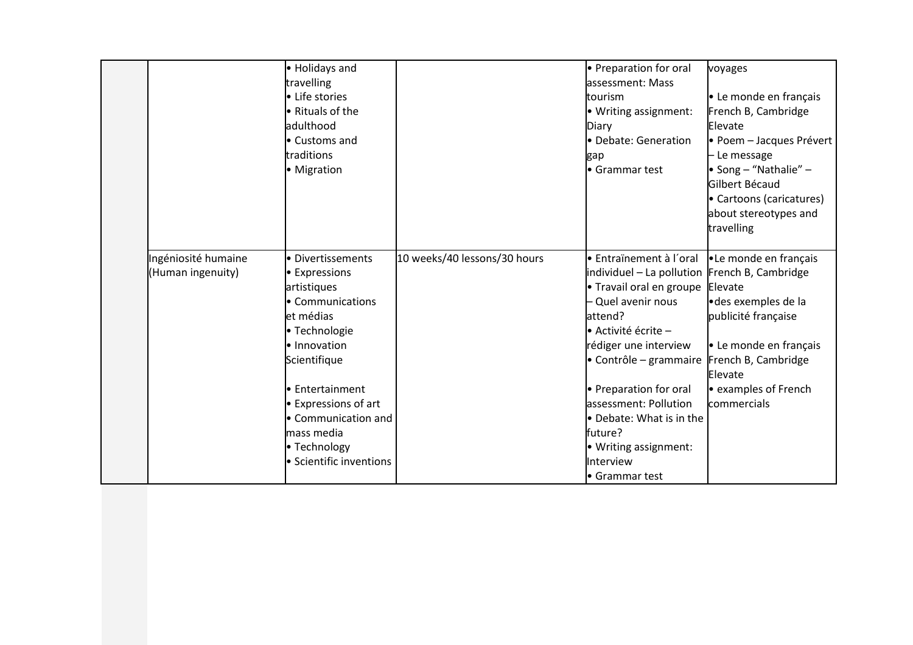| | | | | | |
|---|---|---|---|---|---|
| | | • Holidays and travelling<br>• Life stories<br>• Rituals of the adulthood<br>• Customs and traditions<br>• Migration | | • Preparation for oral assessment: Mass tourism<br>• Writing assignment: Diary<br>• Debate: Generation gap<br>• Grammar test | voyages<br><br>• Le monde en français French B, Cambridge Elevate<br>• Poem – Jacques Prévert – Le message<br>• Song – "Nathalie" – Gilbert Bécaud<br>• Cartoons (caricatures) about stereotypes and travelling |
| | Ingéniosité humaine (Human ingenuity) | • Divertissements<br>• Expressions artistiques<br>• Communications et médias<br>• Technologie<br>• Innovation Scientifique<br><br>• Entertainment<br>• Expressions of art<br>• Communication and mass media<br>• Technology<br>• Scientific inventions | 10 weeks/40 lessons/30 hours | • Entraïnement à l´oral individuel – La pollution<br>• Travail oral en groupe – Quel avenir nous attend?<br>• Activité écrite – rédiger une interview<br>• Contrôle – grammaire<br><br>• Preparation for oral assessment: Pollution<br>• Debate: What is in the future?<br>• Writing assignment: Interview<br>• Grammar test | •Le monde en français French B, Cambridge Elevate<br>•des exemples de la publicité française<br><br>• Le monde en français French B, Cambridge Elevate<br>• examples of French commercials |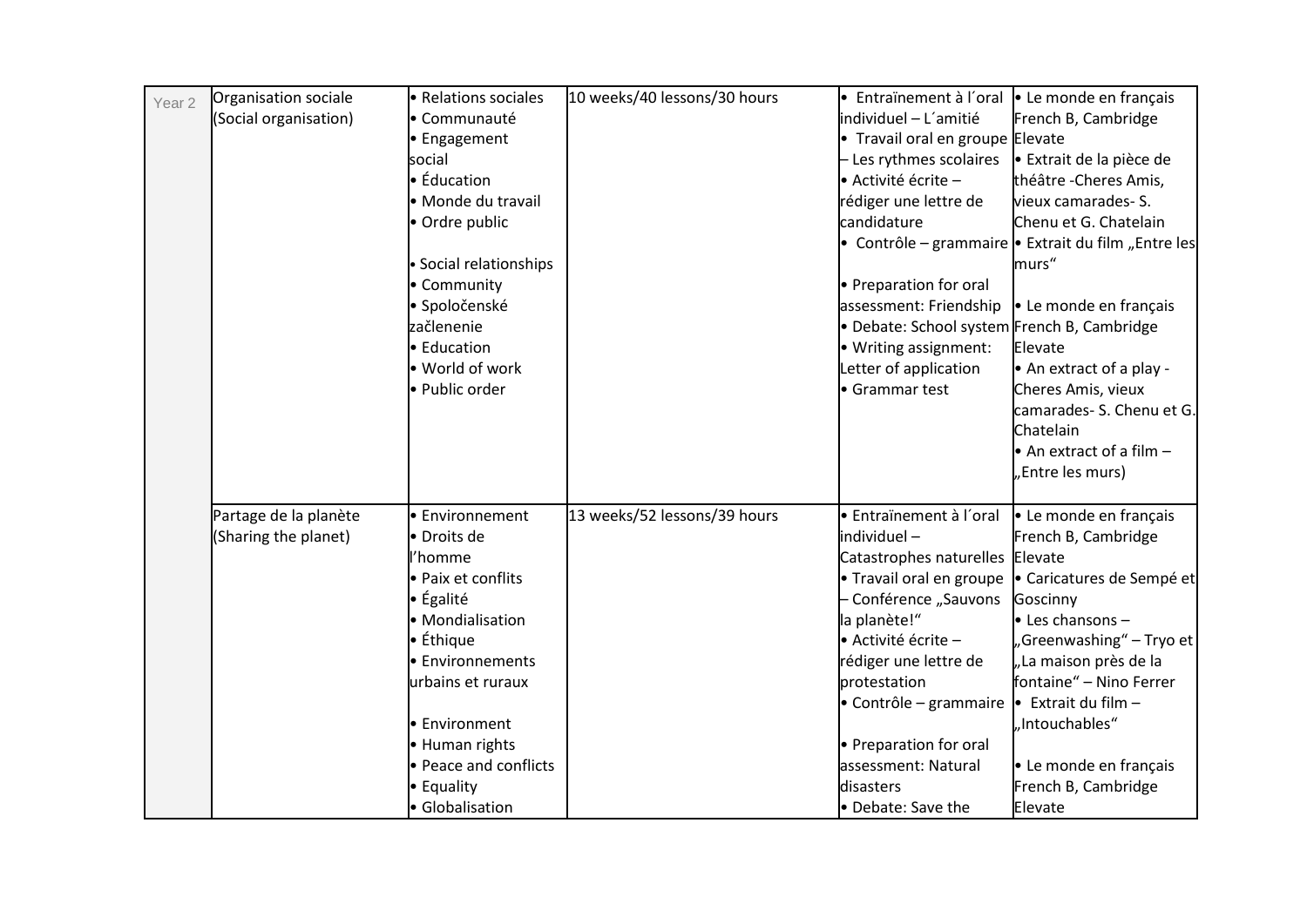| Year 2 | Organisation sociale (Social organisation) | • Relations sociales<br>• Communauté<br>• Engagement social<br>• Éducation<br>• Monde du travail<br>• Ordre public<br><br>• Social relationships<br>• Community<br>• Spoločenské začlenenie<br>• Education<br>• World of work<br>• Public order | 10 weeks/40 lessons/30 hours | • Entraînement à l´oral individuel – L´amitié<br>• Travail oral en groupe – Les rythmes scolaires<br>• Activité écrite – rédiger une lettre de candidature<br>• Contrôle – grammaire<br><br>• Preparation for oral assessment: Friendship<br>• Debate: School system<br>• Writing assignment: Letter of application<br>• Grammar test | • Le monde en français French B, Cambridge Elevate<br>• Extrait de la pièce de théâtre -Cheres Amis, vieux camarades- S. Chenu et G. Chatelain<br>• Extrait du film „Entre les murs"<br><br>• Le monde en français French B, Cambridge Elevate<br>• An extract of a play - Cheres Amis, vieux camarades- S. Chenu et G. Chatelain<br>• An extract of a film – „Entre les murs) |
|---|---|---|---|---|---|
| | Partage de la planète (Sharing the planet) | • Environnement<br>• Droits de l'homme<br>• Paix et conflits<br>• Égalité<br>• Mondialisation<br>• Éthique<br>• Environnements urbains et ruraux<br><br>• Environment<br>• Human rights<br>• Peace and conflicts<br>• Equality<br>• Globalisation | 13 weeks/52 lessons/39 hours | • Entraînement à l´oral individuel – Catastrophes naturelles<br>• Travail oral en groupe – Conférence „Sauvons la planète!"<br>• Activité écrite – rédiger une lettre de protestation<br>• Contrôle – grammaire<br><br>• Preparation for oral assessment: Natural disasters<br>• Debate: Save the | • Le monde en français French B, Cambridge Elevate<br>• Caricatures de Sempé et Goscinny<br>• Les chansons – „Greenwashing" – Tryo et „La maison près de la fontaine" – Nino Ferrer<br>• Extrait du film – „Intouchables"<br><br>• Le monde en français French B, Cambridge Elevate |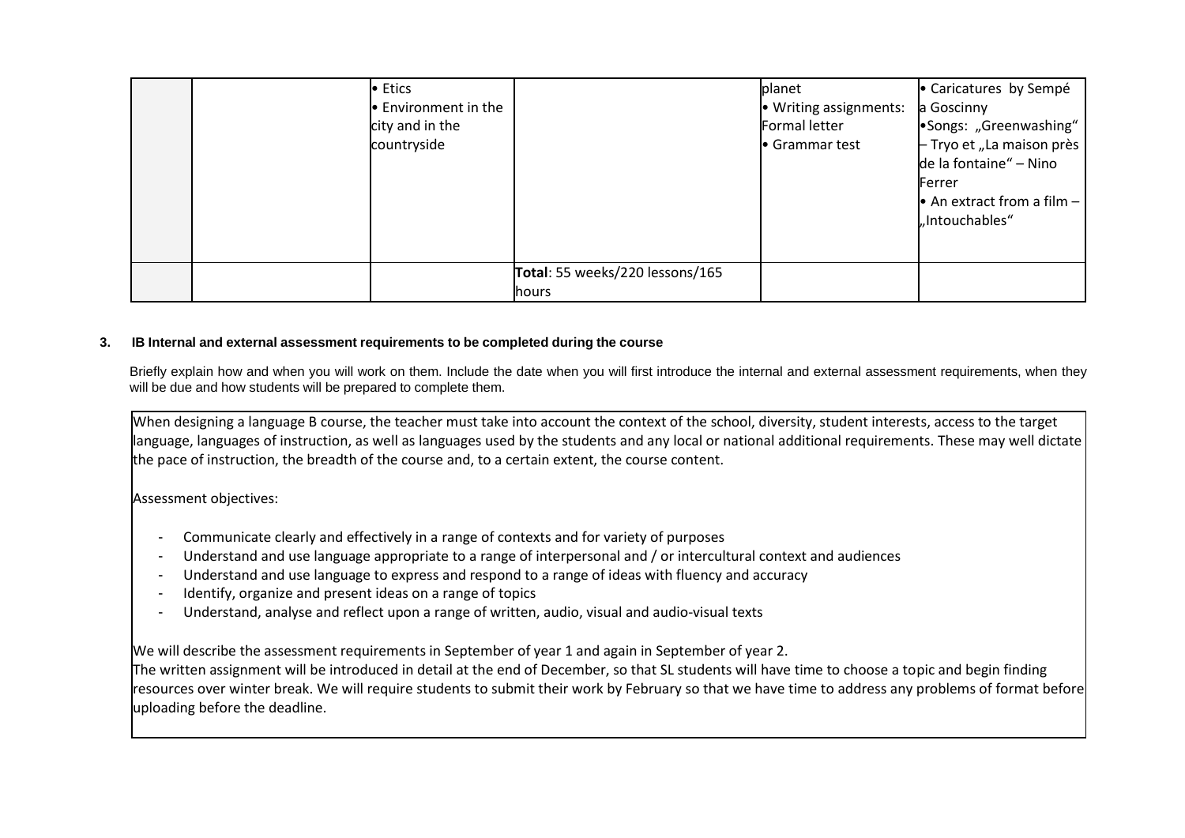|  |  | • Etics<br>• Environment in the city and in the countryside |  | planet<br>• Writing assignments: Formal letter<br>• Grammar test | • Caricatures by Sempé a Goscinny<br>•Songs: „Greenwashing" – Tryo et „La maison près de la fontaine" – Nino Ferrer<br>• An extract from a film – „Intouchables" |
|---|---|---|---|---|---|
|  |  |  | **Total**: 55 weeks/220 lessons/165 hours |  |  |

**3. IB Internal and external assessment requirements to be completed during the course**

Briefly explain how and when you will work on them. Include the date when you will first introduce the internal and external assessment requirements, when they will be due and how students will be prepared to complete them.

When designing a language B course, the teacher must take into account the context of the school, diversity, student interests, access to the target language, languages of instruction, as well as languages used by the students and any local or national additional requirements. These may well dictate the pace of instruction, the breadth of the course and, to a certain extent, the course content.

Assessment objectives:

- Communicate clearly and effectively in a range of contexts and for variety of purposes
- Understand and use language appropriate to a range of interpersonal and / or intercultural context and audiences
- Understand and use language to express and respond to a range of ideas with fluency and accuracy
- Identify, organize and present ideas on a range of topics
- Understand, analyse and reflect upon a range of written, audio, visual and audio-visual texts

We will describe the assessment requirements in September of year 1 and again in September of year 2.
The written assignment will be introduced in detail at the end of December, so that SL students will have time to choose a topic and begin finding resources over winter break. We will require students to submit their work by February so that we have time to address any problems of format before uploading before the deadline.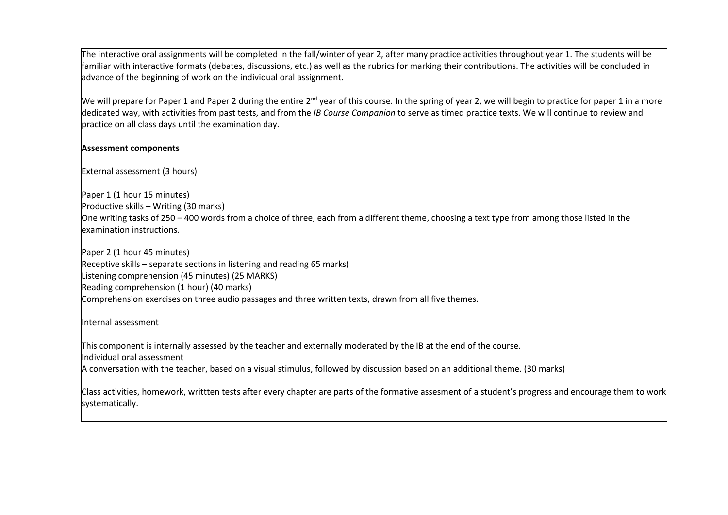The interactive oral assignments will be completed in the fall/winter of year 2, after many practice activities throughout year 1. The students will be familiar with interactive formats (debates, discussions, etc.) as well as the rubrics for marking their contributions. The activities will be concluded in advance of the beginning of work on the individual oral assignment.

We will prepare for Paper 1 and Paper 2 during the entire 2nd year of this course. In the spring of year 2, we will begin to practice for paper 1 in a more dedicated way, with activities from past tests, and from the *IB Course Companion* to serve as timed practice texts. We will continue to review and practice on all class days until the examination day.

**Assessment components**

External assessment (3 hours)

Paper 1 (1 hour 15 minutes)
Productive skills – Writing (30 marks)
One writing tasks of 250 – 400 words from a choice of three, each from a different theme, choosing a text type from among those listed in the examination instructions.

Paper 2 (1 hour 45 minutes)
Receptive skills – separate sections in listening and reading 65 marks)
Listening comprehension (45 minutes) (25 MARKS)
Reading comprehension (1 hour) (40 marks)
Comprehension exercises on three audio passages and three written texts, drawn from all five themes.

Internal assessment

This component is internally assessed by the teacher and externally moderated by the IB at the end of the course.
Individual oral assessment
A conversation with the teacher, based on a visual stimulus, followed by discussion based on an additional theme. (30 marks)

Class activities, homework, writtten tests after every chapter are parts of the formative assesment of a student's progress and encourage them to work systematically.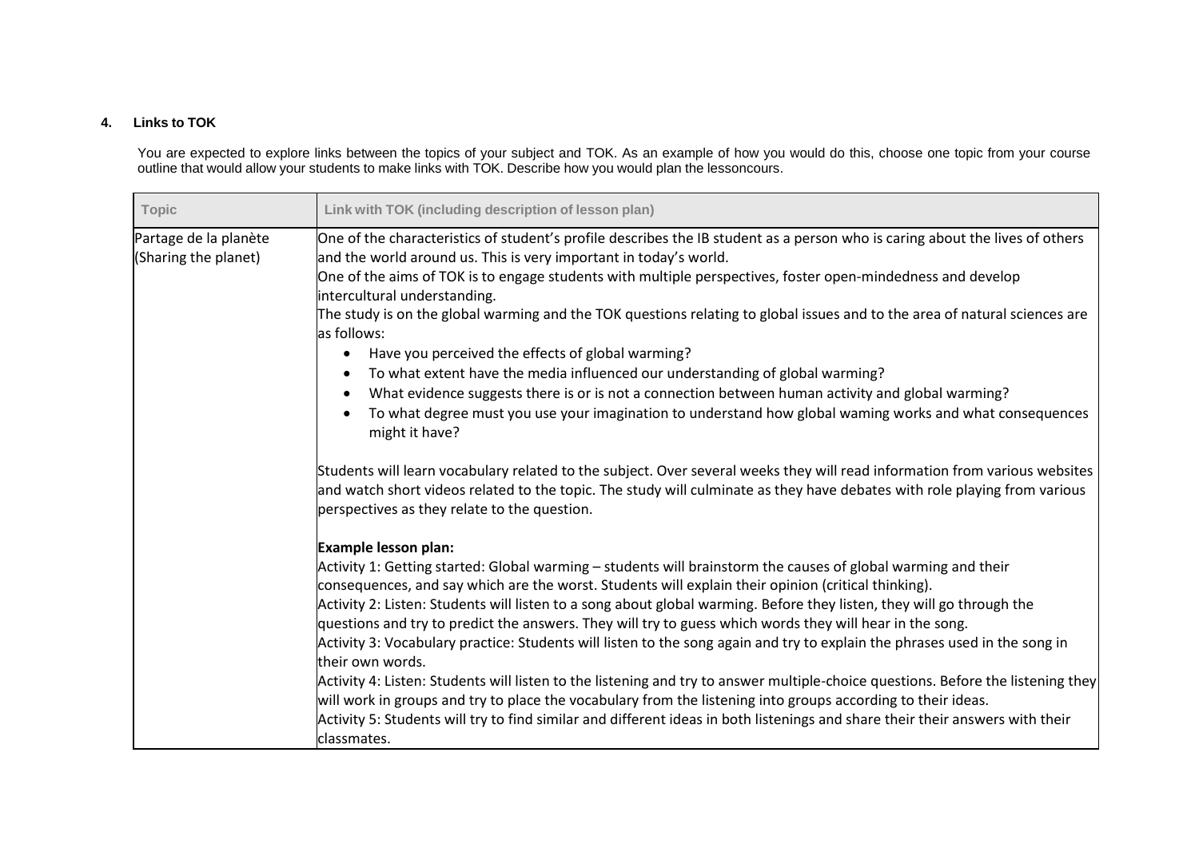## 4. Links to TOK

You are expected to explore links between the topics of your subject and TOK. As an example of how you would do this, choose one topic from your course outline that would allow your students to make links with TOK. Describe how you would plan the lessoncours.

| Topic | Link with TOK (including description of lesson plan) |
|---|---|
| Partage de la planète (Sharing the planet) | One of the characteristics of student's profile describes the IB student as a person who is caring about the lives of others and the world around us. This is very important in today's world.<br>One of the aims of TOK is to engage students with multiple perspectives, foster open-mindedness and develop intercultural understanding.<br>The study is on the global warming and the TOK questions relating to global issues and to the area of natural sciences are as follows:<br>• Have you perceived the effects of global warming?<br>• To what extent have the media influenced our understanding of global warming?<br>• What evidence suggests there is or is not a connection between human activity and global warming?<br>• To what degree must you use your imagination to understand how global waming works and what consequences might it have?<br><br>Students will learn vocabulary related to the subject. Over several weeks they will read information from various websites and watch short videos related to the topic. The study will culminate as they have debates with role playing from various perspectives as they relate to the question.<br><br>**Example lesson plan:**<br>Activity 1: Getting started: Global warming – students will brainstorm the causes of global warming and their consequences, and say which are the worst. Students will explain their opinion (critical thinking).<br>Activity 2: Listen: Students will listen to a song about global warming. Before they listen, they will go through the questions and try to predict the answers. They will try to guess which words they will hear in the song.<br>Activity 3: Vocabulary practice: Students will listen to the song again and try to explain the phrases used in the song in their own words.<br>Activity 4: Listen: Students will listen to the listening and try to answer multiple-choice questions. Before the listening they will work in groups and try to place the vocabulary from the listening into groups according to their ideas.<br>Activity 5: Students will try to find similar and different ideas in both listenings and share their their answers with their classmates. |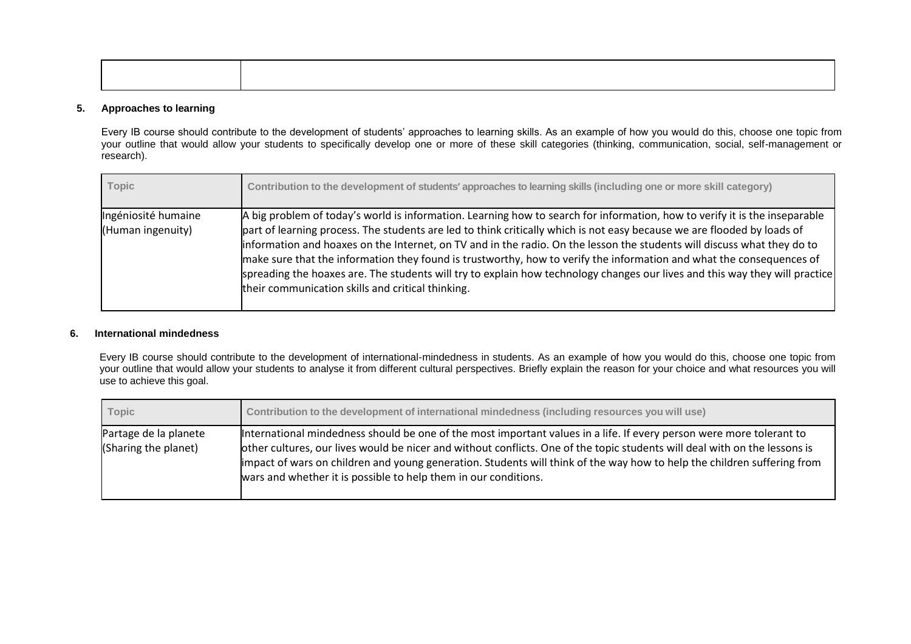| | |
|---|---|
| | |

### 5. Approaches to learning

Every IB course should contribute to the development of students' approaches to learning skills. As an example of how you would do this, choose one topic from your outline that would allow your students to specifically develop one or more of these skill categories (thinking, communication, social, self-management or research).

| Topic | Contribution to the development of students' approaches to learning skills (including one or more skill category) |
|---|---|
| Ingéniosité humaine (Human ingenuity) | A big problem of today's world is information. Learning how to search for information, how to verify it is the inseparable part of learning process. The students are led to think critically which is not easy because we are flooded by loads of information and hoaxes on the Internet, on TV and in the radio. On the lesson the students will discuss what they do to make sure that the information they found is trustworthy, how to verify the information and what the consequences of spreading the hoaxes are. The students will try to explain how technology changes our lives and this way they will practice their communication skills and critical thinking. |

### 6. International mindedness

Every IB course should contribute to the development of international-mindedness in students. As an example of how you would do this, choose one topic from your outline that would allow your students to analyse it from different cultural perspectives. Briefly explain the reason for your choice and what resources you will use to achieve this goal.

| Topic | Contribution to the development of international mindedness (including resources you will use) |
|---|---|
| Partage de la planete (Sharing the planet) | International mindedness should be one of the most important values in a life. If every person were more tolerant to other cultures, our lives would be nicer and without conflicts. One of the topic students will deal with on the lessons is impact of wars on children and young generation. Students will think of the way how to help the children suffering from wars and whether it is possible to help them in our conditions. |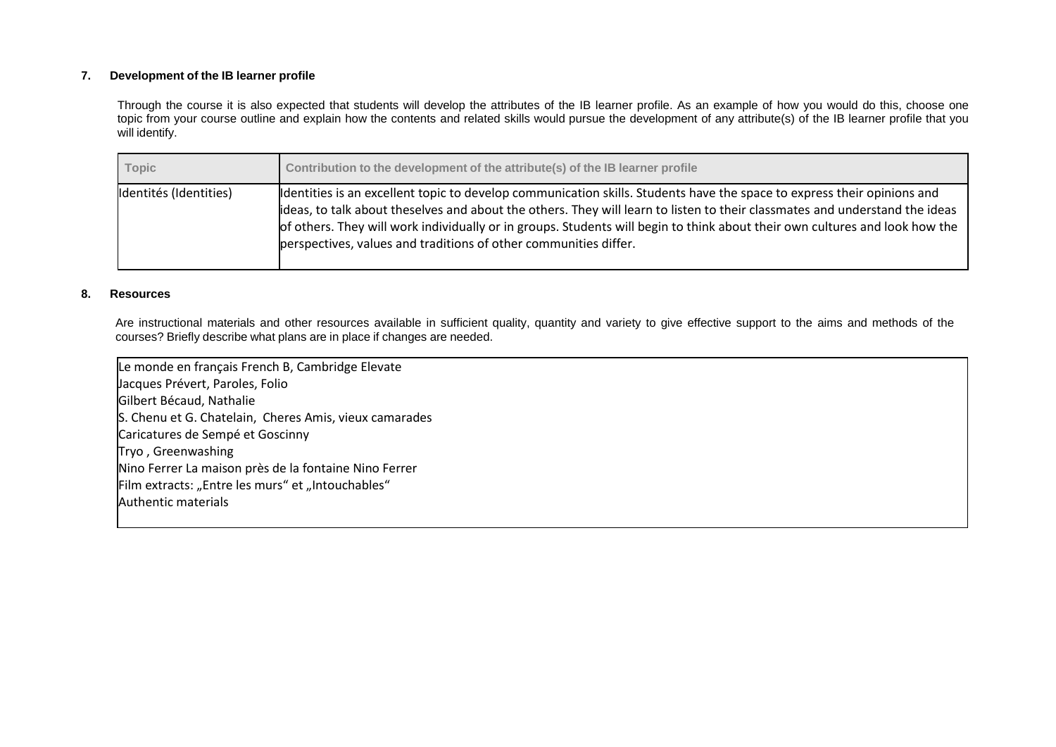## 7. Development of the IB learner profile

Through the course it is also expected that students will develop the attributes of the IB learner profile. As an example of how you would do this, choose one topic from your course outline and explain how the contents and related skills would pursue the development of any attribute(s) of the IB learner profile that you will identify.

| Topic | Contribution to the development of the attribute(s) of the IB learner profile |
| --- | --- |
| Identités (Identities) | Identities is an excellent topic to develop communication skills. Students have the space to express their opinions and ideas, to talk about theselves and about the others. They will learn to listen to their classmates and understand the ideas of others. They will work individually or in groups. Students will begin to think about their own cultures and look how the perspectives, values and traditions of other communities differ. |

## 8. Resources

Are instructional materials and other resources available in sufficient quality, quantity and variety to give effective support to the aims and methods of the courses? Briefly describe what plans are in place if changes are needed.

Le monde en français French B, Cambridge Elevate
Jacques Prévert, Paroles, Folio
Gilbert Bécaud, Nathalie
S. Chenu et G. Chatelain, Cheres Amis, vieux camarades
Caricatures de Sempé et Goscinny
Tryo , Greenwashing
Nino Ferrer La maison près de la fontaine Nino Ferrer
Film extracts: „Entre les murs“ et „Intouchables“
Authentic materials